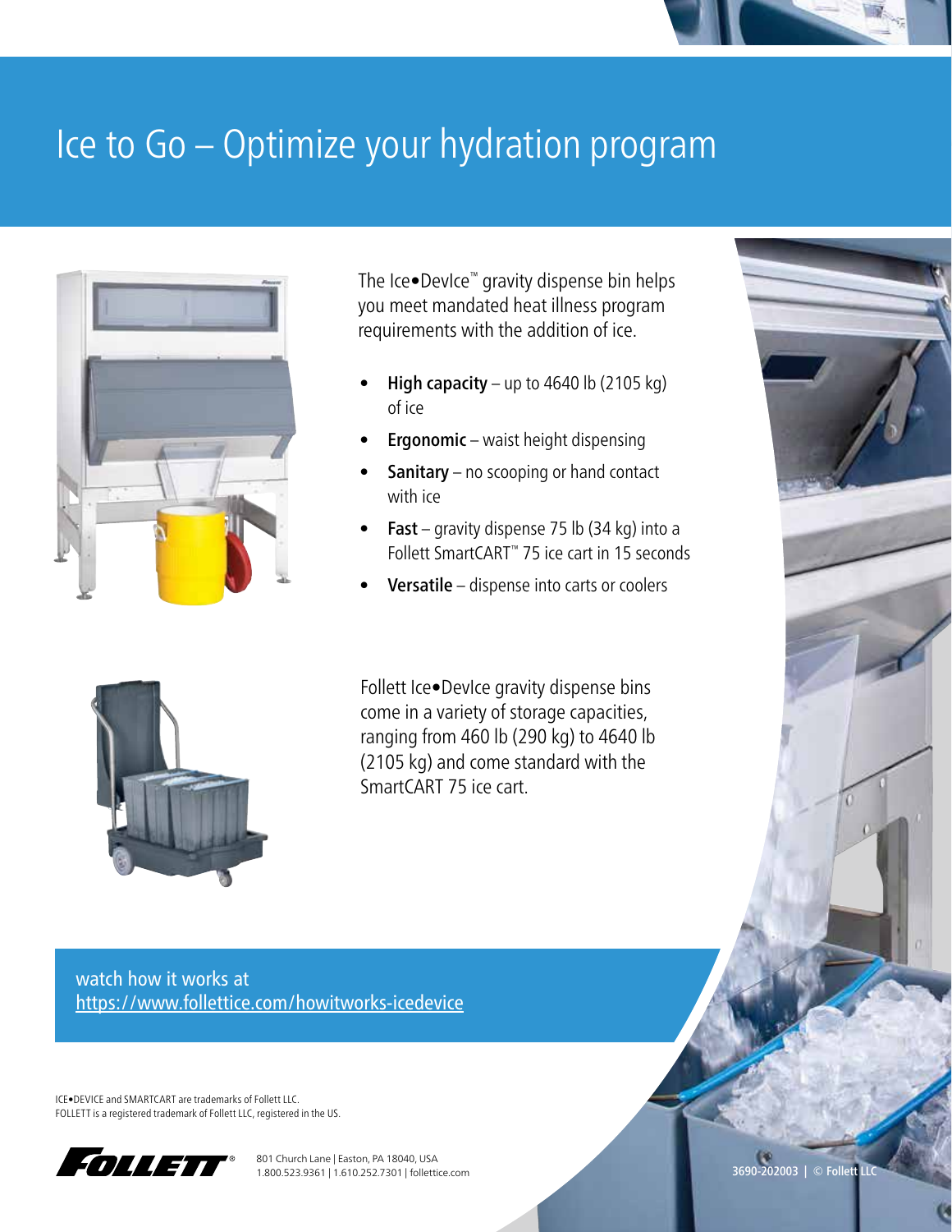# Ice to Go – Optimize your hydration program

The Ice•DevIce™ gravity dispense bin helps you meet mandated heat illness program requirements with the addition of ice.

- **High capacity** – up to 4640 lb (2105 kg) of ice
- **Ergonomic** – waist height dispensing
- **Sanitary** – no scooping or hand contact with ice
- **Fast** – gravity dispense 75 lb (34 kg) into a Follett SmartCART™ 75 ice cart in 15 seconds
- **Versatile** – dispense into carts or coolers

Follett Ice•DevIce gravity dispense bins come in a variety of storage capacities, ranging from 460 lb (290 kg) to 4640 lb (2105 kg) and come standard with the SmartCART 75 ice cart.

watch how it works at
https://www.follettice.com/howitworks-icedevice

ICE•DEVICE and SMARTCART are trademarks of Follett LLC.
FOLLETT is a registered trademark of Follett LLC, registered in the US.

801 Church Lane | Easton, PA 18040, USA
1.800.523.9361 | 1.610.252.7301 | follettice.com

3690-202003 | © Follett LLC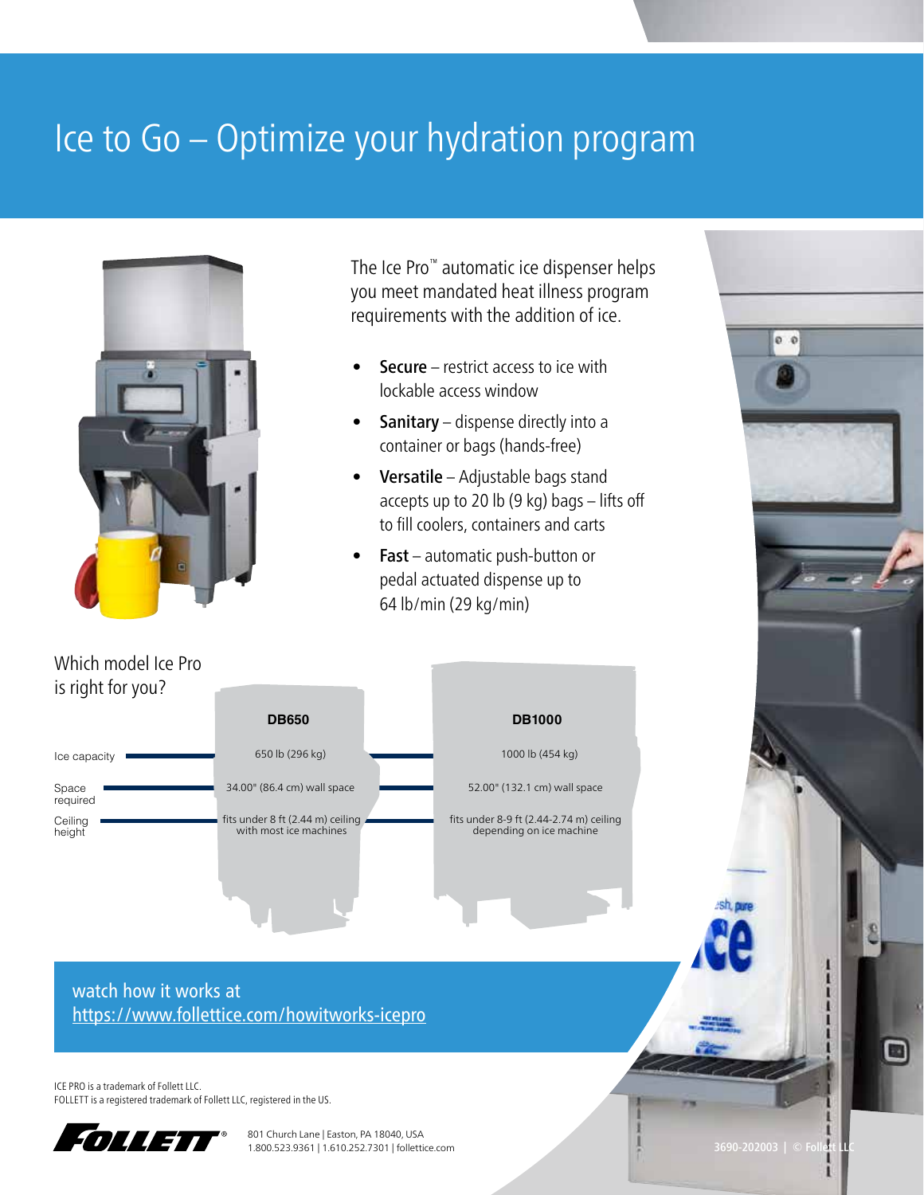# Ice to Go – Optimize your hydration program

The Ice Pro™ automatic ice dispenser helps you meet mandated heat illness program requirements with the addition of ice.

- **Secure** – restrict access to ice with lockable access window
- **Sanitary** – dispense directly into a container or bags (hands-free)
- **Versatile** – Adjustable bags stand accepts up to 20 lb (9 kg) bags – lifts off to fill coolers, containers and carts
- **Fast** – automatic push-button or pedal actuated dispense up to 64 lb/min (29 kg/min)

## Which model Ice Pro is right for you?

| | DB650 | DB1000 |
|---|---|---|
| Ice capacity | 650 lb (296 kg) | 1000 lb (454 kg) |
| Space required | 34.00" (86.4 cm) wall space | 52.00" (132.1 cm) wall space |
| Ceiling height | fits under 8 ft (2.44 m) ceiling with most ice machines | fits under 8-9 ft (2.44-2.74 m) ceiling depending on ice machine |

watch how it works at
https://www.follettice.com/howitworks-icepro

ICE PRO is a trademark of Follett LLC.
FOLLETT is a registered trademark of Follett LLC, registered in the US.

FOLLETT®

801 Church Lane | Easton, PA 18040, USA
1.800.523.9361 | 1.610.252.7301 | follettice.com

3690-202003 | © Follett LLC